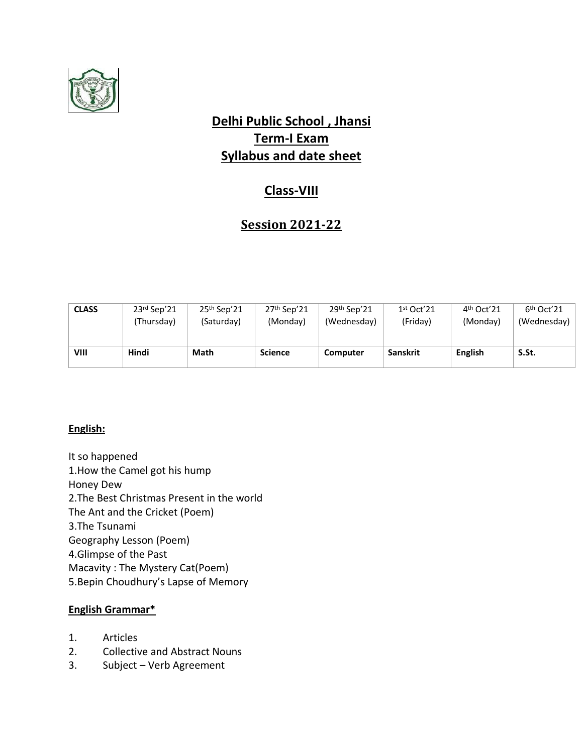# Delhi Public School , Jhansi
# Term-I Exam
# Syllabus and date sheet

## Class-VIII

## Session 2021-22

| CLASS | 23rd Sep'21 (Thursday) | 25th Sep'21 (Saturday) | 27th Sep'21 (Monday) | 29th Sep'21 (Wednesday) | 1st Oct'21 (Friday) | 4th Oct'21 (Monday) | 6th Oct'21 (Wednesday) |
|---|---|---|---|---|---|---|---|
| **VIII** | **Hindi** | **Math** | **Science** | **Computer** | **Sanskrit** | **English** | **S.St.** |

**English:**

It so happened
1.How the Camel got his hump
Honey Dew
2.The Best Christmas Present in the world
The Ant and the Cricket (Poem)
3.The Tsunami
Geography Lesson (Poem)
4.Glimpse of the Past
Macavity : The Mystery Cat(Poem)
5.Bepin Choudhury's Lapse of Memory

**English Grammar***

1. Articles
2. Collective and Abstract Nouns
3. Subject – Verb Agreement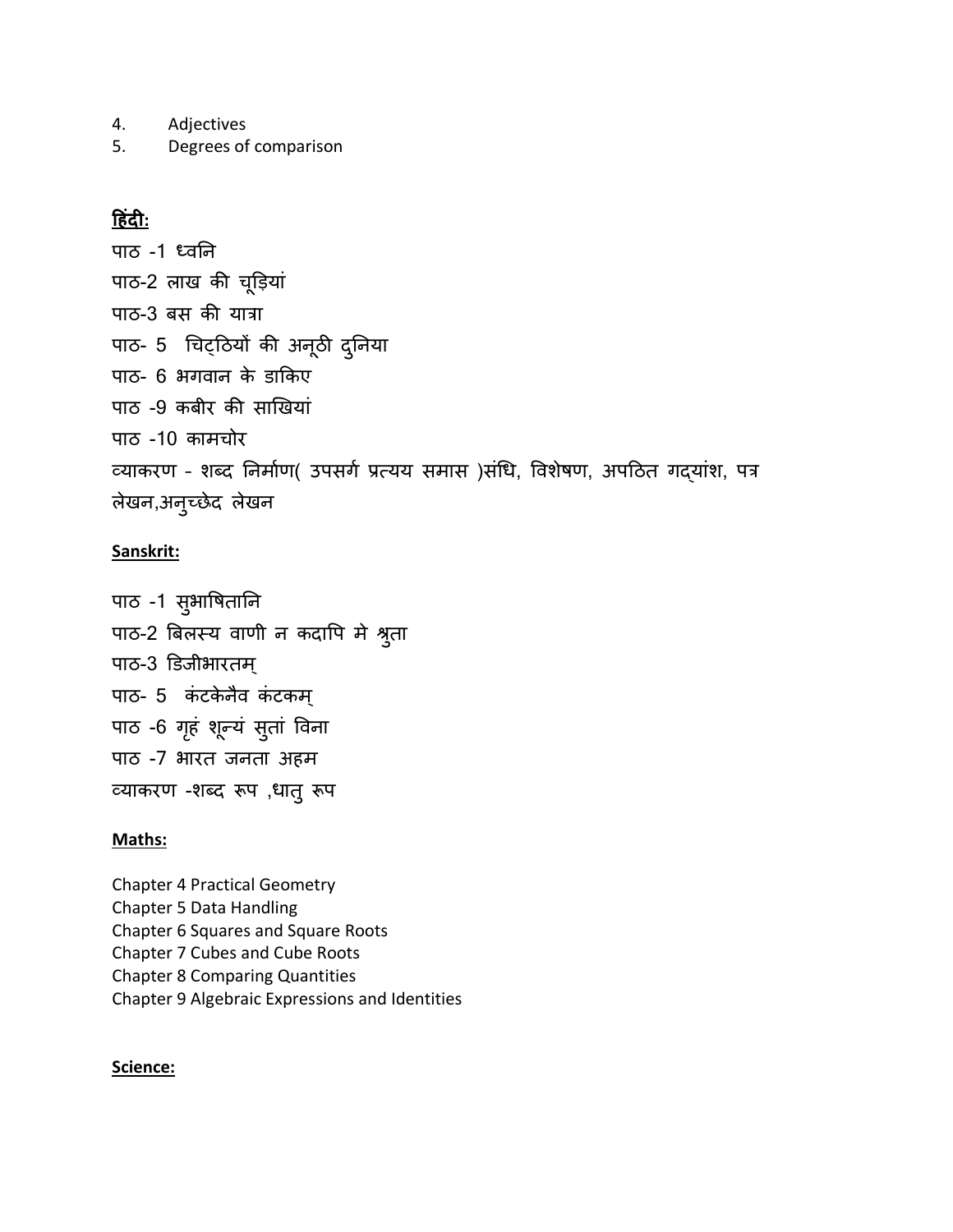4. Adjectives
5. Degrees of comparison

**हिंदी:**

पाठ -1 ध्वनि
पाठ-2 लाख की चूड़ियां
पाठ-3 बस की यात्रा
पाठ- 5 चिट्ठियों की अनूठी दुनिया
पाठ- 6 भगवान के डाकिए
पाठ -9 कबीर की साखियां
पाठ -10 कामचोर
व्याकरण - शब्द निर्माण( उपसर्ग प्रत्यय समास )संधि, विशेषण, अपठित गद्यांश, पत्र लेखन,अनुच्छेद लेखन

**Sanskrit:**

पाठ -1 सुभाषितानि
पाठ-2 बिलस्य वाणी न कदापि मे श्रुता
पाठ-3 डिजीभारतम्
पाठ- 5 कंटकेनैव कंटकम्
पाठ -6 गृहं शून्यं सुतां विना
पाठ -7 भारत जनता अहम
व्याकरण -शब्द रूप ,धातु रूप

**Maths:**

Chapter 4 Practical Geometry
Chapter 5 Data Handling
Chapter 6 Squares and Square Roots
Chapter 7 Cubes and Cube Roots
Chapter 8 Comparing Quantities
Chapter 9 Algebraic Expressions and Identities

**Science:**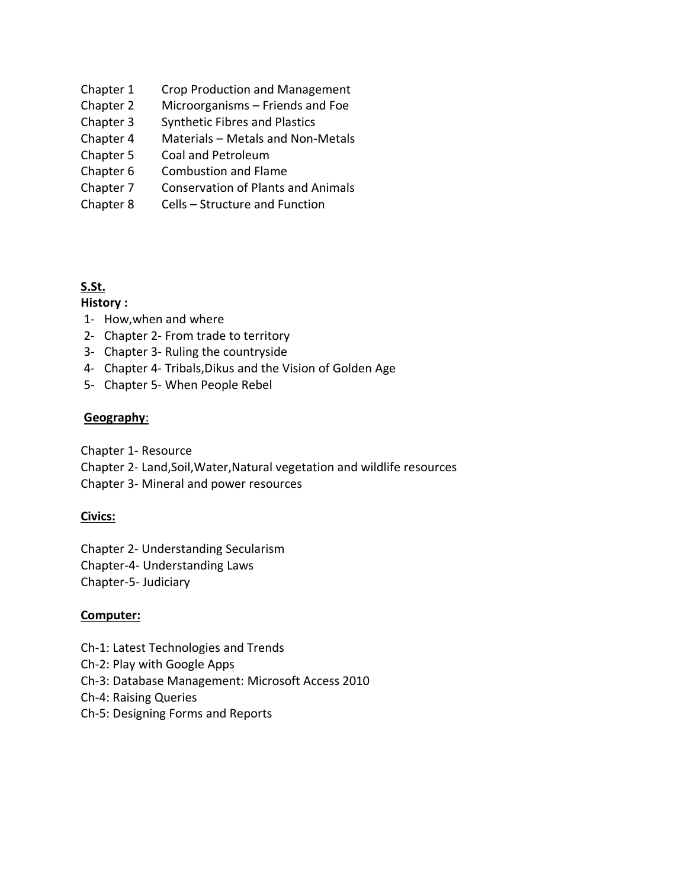Chapter 1 Crop Production and Management
Chapter 2 Microorganisms – Friends and Foe
Chapter 3 Synthetic Fibres and Plastics
Chapter 4 Materials – Metals and Non-Metals
Chapter 5 Coal and Petroleum
Chapter 6 Combustion and Flame
Chapter 7 Conservation of Plants and Animals
Chapter 8 Cells – Structure and Function

**S.St.**

**History :**

1- How,when and where
2- Chapter 2- From trade to territory
3- Chapter 3- Ruling the countryside
4- Chapter 4- Tribals,Dikus and the Vision of Golden Age
5- Chapter 5- When People Rebel

**Geography**:

Chapter 1- Resource
Chapter 2- Land,Soil,Water,Natural vegetation and wildlife resources
Chapter 3- Mineral and power resources

**Civics:**

Chapter 2- Understanding Secularism
Chapter-4- Understanding Laws
Chapter-5- Judiciary

**Computer:**

Ch-1: Latest Technologies and Trends
Ch-2: Play with Google Apps
Ch-3: Database Management: Microsoft Access 2010
Ch-4: Raising Queries
Ch-5: Designing Forms and Reports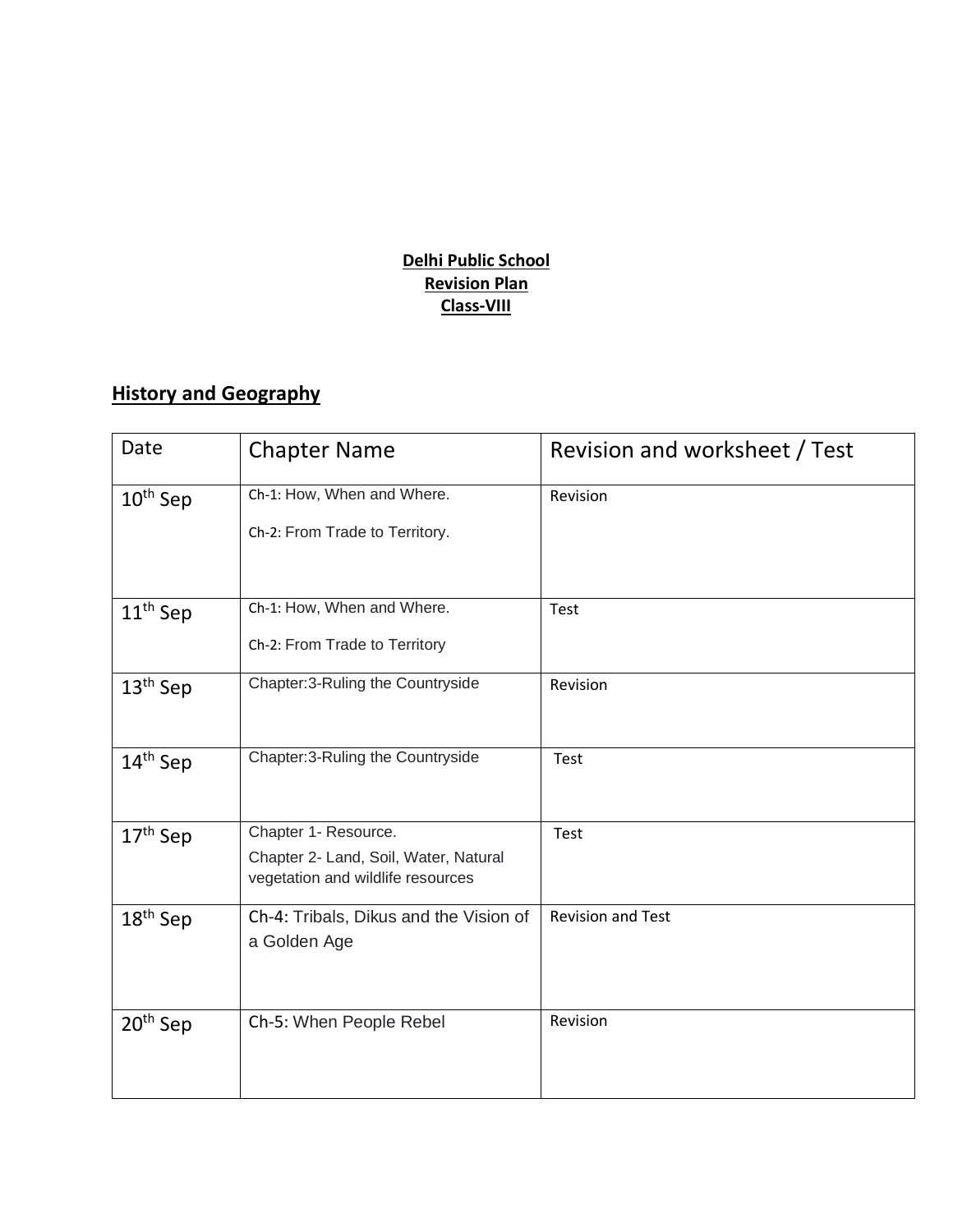**Delhi Public School**
**Revision Plan**
**Class-VIII**

## History and Geography

| Date | Chapter Name | Revision and worksheet / Test |
|---|---|---|
| 10th Sep | Ch-1: How, When and Where.<br>Ch-2: From Trade to Territory. | Revision |
| 11th Sep | Ch-1: How, When and Where.<br>Ch-2: From Trade to Territory | Test |
| 13th Sep | Chapter:3-Ruling the Countryside | Revision |
| 14th Sep | Chapter:3-Ruling the Countryside | Test |
| 17th Sep | Chapter 1- Resource.<br>Chapter 2- Land, Soil, Water, Natural vegetation and wildlife resources | Test |
| 18th Sep | Ch-4: Tribals, Dikus and the Vision of a Golden Age | Revision and Test |
| 20th Sep | Ch-5: When People Rebel | Revision |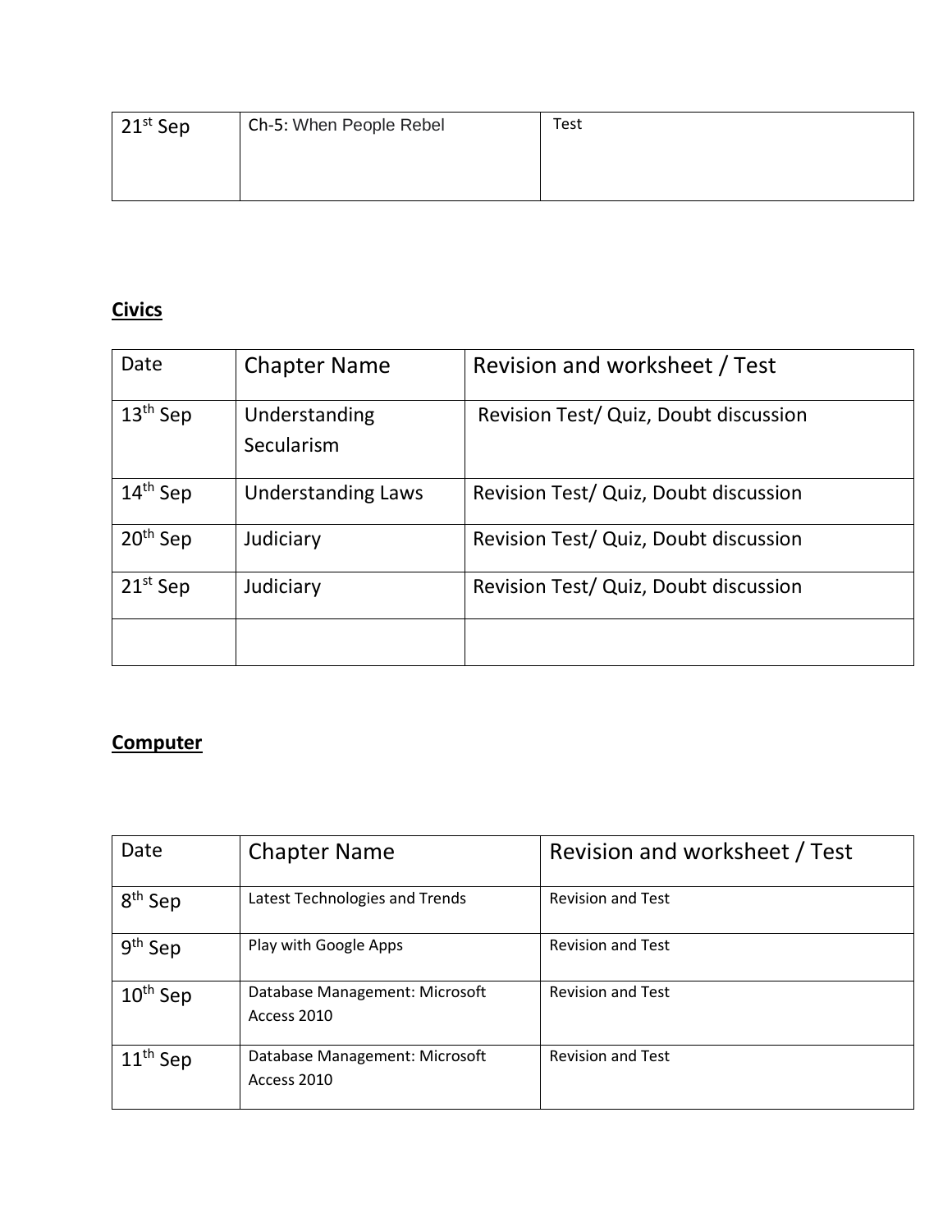| 21st Sep | Ch-5: When People Rebel | Test |
|---|---|---|

**Civics**

| Date | Chapter Name | Revision and worksheet / Test |
|---|---|---|
| 13th Sep | Understanding Secularism | Revision Test/ Quiz, Doubt discussion |
| 14th Sep | Understanding Laws | Revision Test/ Quiz, Doubt discussion |
| 20th Sep | Judiciary | Revision Test/ Quiz, Doubt discussion |
| 21st Sep | Judiciary | Revision Test/ Quiz, Doubt discussion |
| | | |

**Computer**

| Date | Chapter Name | Revision and worksheet / Test |
|---|---|---|
| 8th Sep | Latest Technologies and Trends | Revision and Test |
| 9th Sep | Play with Google Apps | Revision and Test |
| 10th Sep | Database Management: Microsoft Access 2010 | Revision and Test |
| 11th Sep | Database Management: Microsoft Access 2010 | Revision and Test |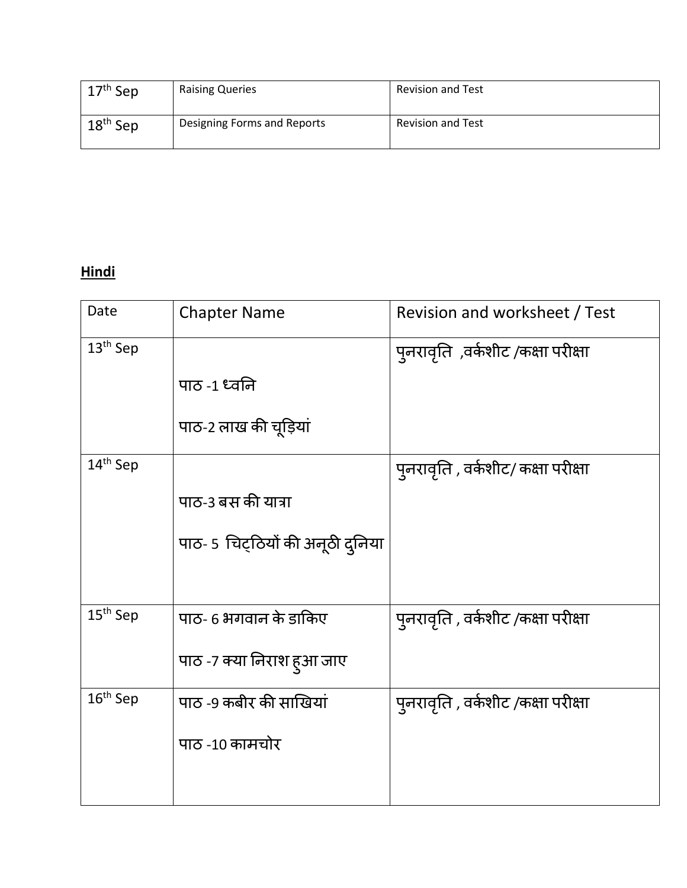| 17th Sep | Raising Queries | Revision and Test |
|---|---|---|
| 18th Sep | Designing Forms and Reports | Revision and Test |

**Hindi**

| Date | Chapter Name | Revision and worksheet / Test |
|---|---|---|
| 13th Sep | पाठ -1 ध्वनि<br>पाठ-2 लाख की चूड़ियां | पुनरावृति ,वर्कशीट /कक्षा परीक्षा |
| 14th Sep | पाठ-3 बस की यात्रा<br>पाठ- 5 चिट्ठियों की अनूठी दुनिया | पुनरावृति , वर्कशीट/ कक्षा परीक्षा |
| 15th Sep | पाठ- 6 भगवान के डाकिए<br>पाठ -7 क्या निराश हुआ जाए | पुनरावृति , वर्कशीट /कक्षा परीक्षा |
| 16th Sep | पाठ -9 कबीर की साखियां<br>पाठ -10 कामचोर | पुनरावृति , वर्कशीट /कक्षा परीक्षा |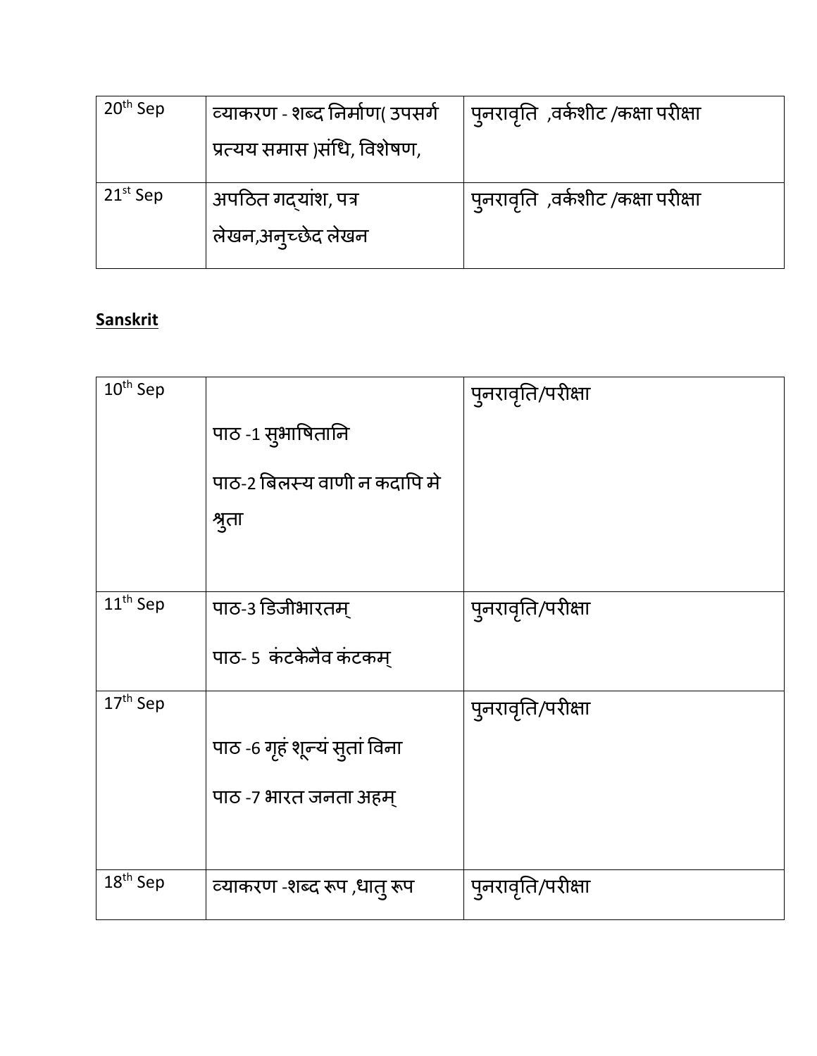| | | |
|---|---|---|
| 20th Sep | व्याकरण - शब्द निर्माण( उपसर्ग प्रत्यय समास )संधि, विशेषण, | पुनरावृति ,वर्कशीट /कक्षा परीक्षा |
| 21st Sep | अपठित गद्यांश, पत्र लेखन,अनुच्छेद लेखन | पुनरावृति ,वर्कशीट /कक्षा परीक्षा |

**Sanskrit**

| | | |
|---|---|---|
| 10th Sep | पाठ -1 सुभाषितानि<br>पाठ-2 बिलस्य वाणी न कदापि मे श्रुता | पुनरावृति/परीक्षा |
| 11th Sep | पाठ-3 डिजीभारतम्<br>पाठ- 5 कंटकेनैव कंटकम् | पुनरावृति/परीक्षा |
| 17th Sep | पाठ -6 गृहं शून्यं सुतां विना<br>पाठ -7 भारत जनता अहम् | पुनरावृति/परीक्षा |
| 18th Sep | व्याकरण -शब्द रूप ,धातु रूप | पुनरावृति/परीक्षा |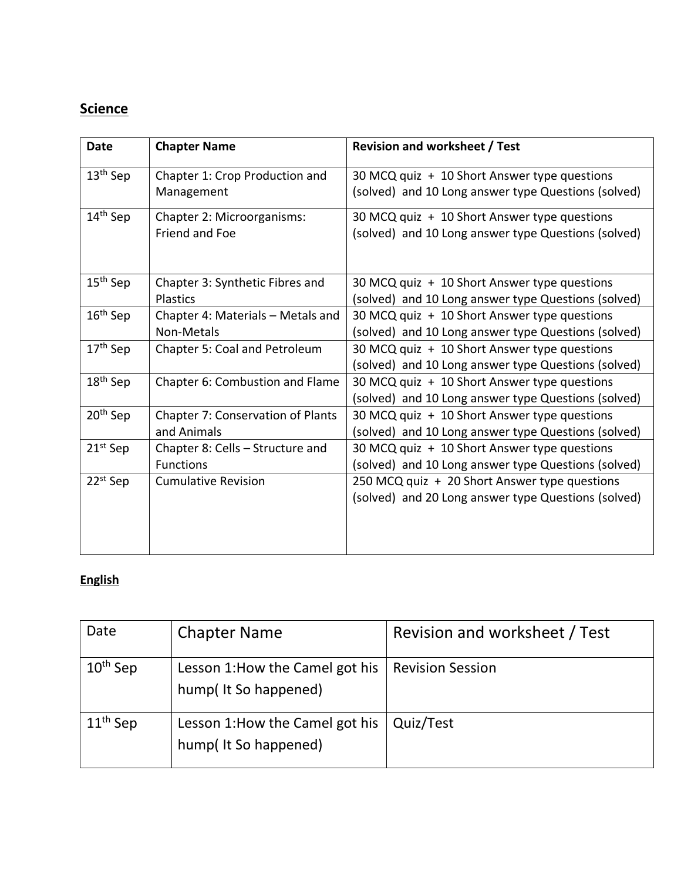**Science**

| Date | Chapter Name | Revision and worksheet / Test |
| --- | --- | --- |
| 13th Sep | Chapter 1: Crop Production and Management | 30 MCQ quiz + 10 Short Answer type questions (solved) and 10 Long answer type Questions (solved) |
| 14th Sep | Chapter 2: Microorganisms: Friend and Foe | 30 MCQ quiz + 10 Short Answer type questions (solved) and 10 Long answer type Questions (solved) |
| 15th Sep | Chapter 3: Synthetic Fibres and Plastics | 30 MCQ quiz + 10 Short Answer type questions (solved) and 10 Long answer type Questions (solved) |
| 16th Sep | Chapter 4: Materials – Metals and Non-Metals | 30 MCQ quiz + 10 Short Answer type questions (solved) and 10 Long answer type Questions (solved) |
| 17th Sep | Chapter 5: Coal and Petroleum | 30 MCQ quiz + 10 Short Answer type questions (solved) and 10 Long answer type Questions (solved) |
| 18th Sep | Chapter 6: Combustion and Flame | 30 MCQ quiz + 10 Short Answer type questions (solved) and 10 Long answer type Questions (solved) |
| 20th Sep | Chapter 7: Conservation of Plants and Animals | 30 MCQ quiz + 10 Short Answer type questions (solved) and 10 Long answer type Questions (solved) |
| 21st Sep | Chapter 8: Cells – Structure and Functions | 30 MCQ quiz + 10 Short Answer type questions (solved) and 10 Long answer type Questions (solved) |
| 22nd Sep | Cumulative Revision | 250 MCQ quiz + 20 Short Answer type questions (solved) and 20 Long answer type Questions (solved) |

**English**

| Date | Chapter Name | Revision and worksheet / Test |
| --- | --- | --- |
| 10th Sep | Lesson 1:How the Camel got his hump( It So happened) | Revision Session |
| 11th Sep | Lesson 1:How the Camel got his hump( It So happened) | Quiz/Test |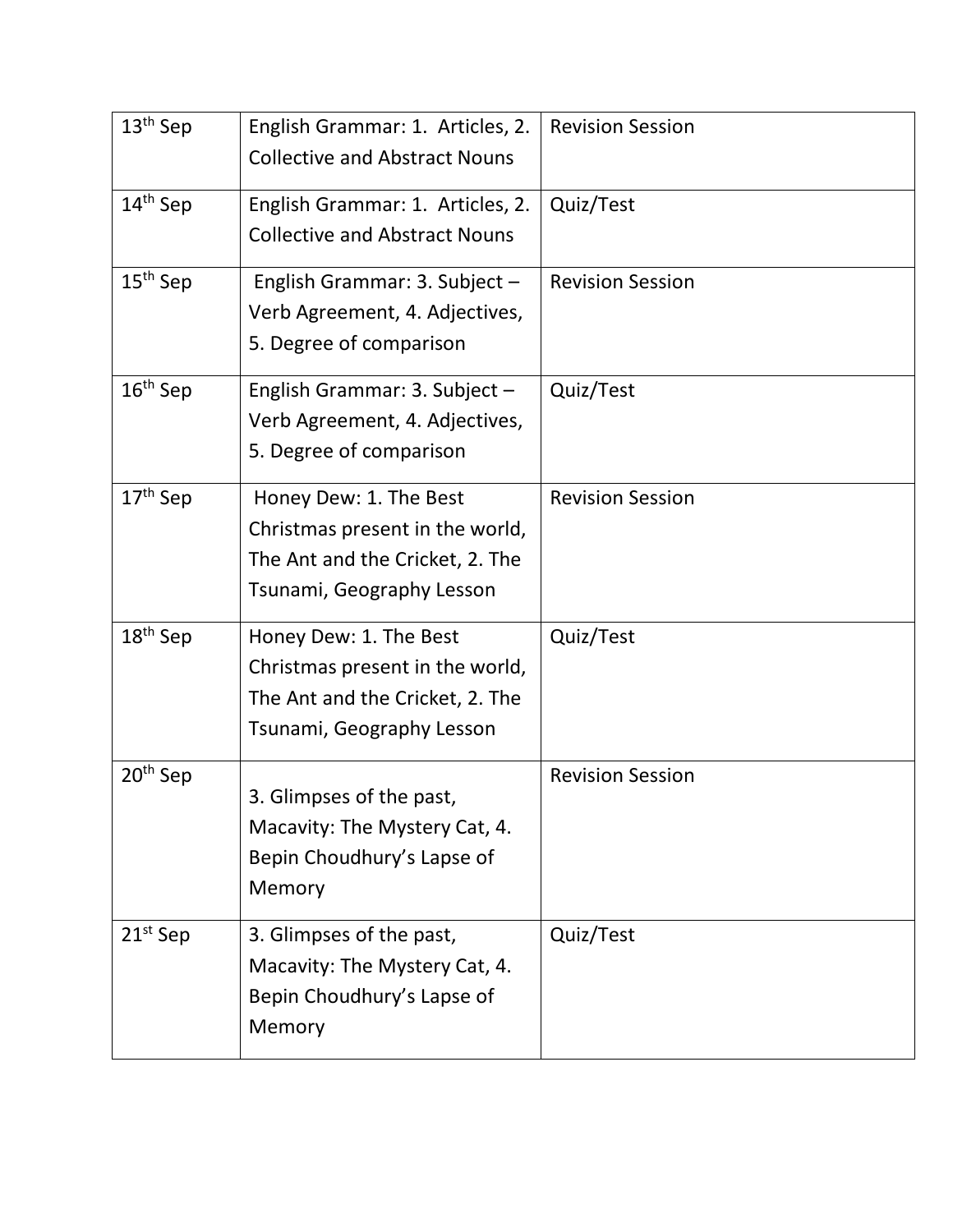| 13th Sep | English Grammar: 1. Articles, 2. Collective and Abstract Nouns | Revision Session |
|---|---|---|
| 14th Sep | English Grammar: 1. Articles, 2. Collective and Abstract Nouns | Quiz/Test |
| 15th Sep | English Grammar: 3. Subject – Verb Agreement, 4. Adjectives, 5. Degree of comparison | Revision Session |
| 16th Sep | English Grammar: 3. Subject – Verb Agreement, 4. Adjectives, 5. Degree of comparison | Quiz/Test |
| 17th Sep | Honey Dew: 1. The Best Christmas present in the world, The Ant and the Cricket, 2. The Tsunami, Geography Lesson | Revision Session |
| 18th Sep | Honey Dew: 1. The Best Christmas present in the world, The Ant and the Cricket, 2. The Tsunami, Geography Lesson | Quiz/Test |
| 20th Sep | 3. Glimpses of the past, Macavity: The Mystery Cat, 4. Bepin Choudhury's Lapse of Memory | Revision Session |
| 21st Sep | 3. Glimpses of the past, Macavity: The Mystery Cat, 4. Bepin Choudhury's Lapse of Memory | Quiz/Test |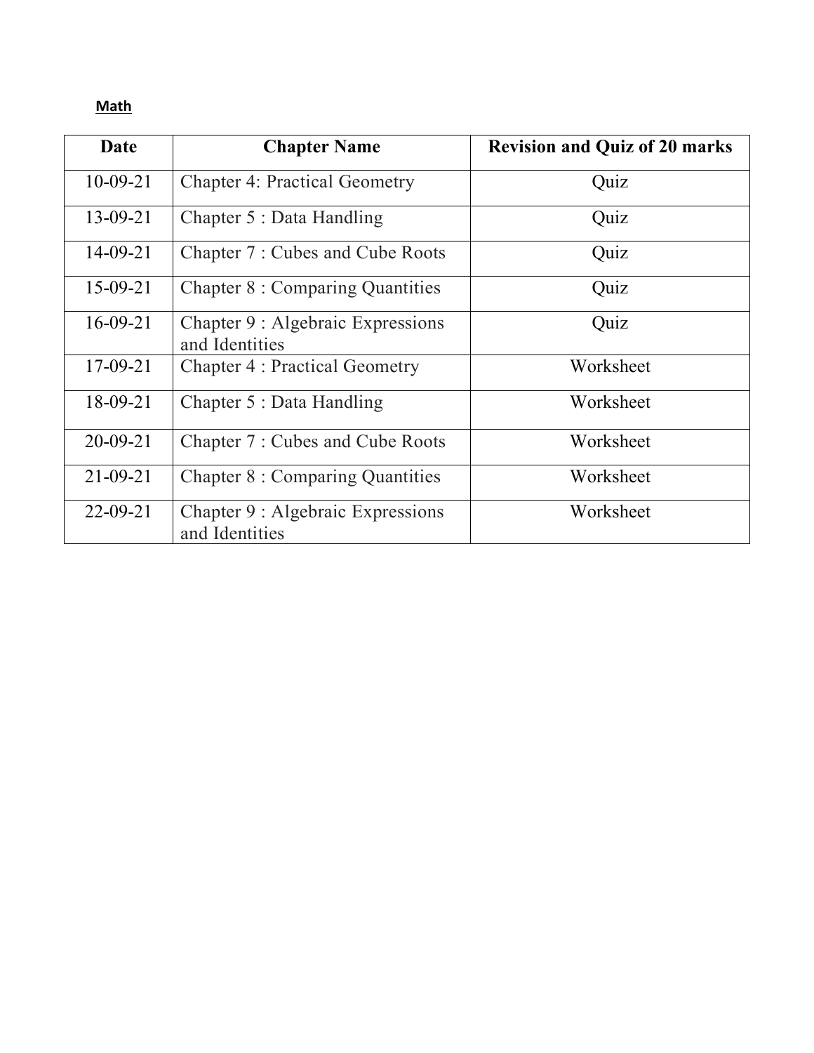**Math**

| Date | Chapter Name | Revision and Quiz of 20 marks |
|---|---|---|
| 10-09-21 | Chapter 4: Practical Geometry | Quiz |
| 13-09-21 | Chapter 5 : Data Handling | Quiz |
| 14-09-21 | Chapter 7 : Cubes and Cube Roots | Quiz |
| 15-09-21 | Chapter 8 : Comparing Quantities | Quiz |
| 16-09-21 | Chapter 9 : Algebraic Expressions and Identities | Quiz |
| 17-09-21 | Chapter 4 : Practical Geometry | Worksheet |
| 18-09-21 | Chapter 5 : Data Handling | Worksheet |
| 20-09-21 | Chapter 7 : Cubes and Cube Roots | Worksheet |
| 21-09-21 | Chapter 8 : Comparing Quantities | Worksheet |
| 22-09-21 | Chapter 9 : Algebraic Expressions and Identities | Worksheet |